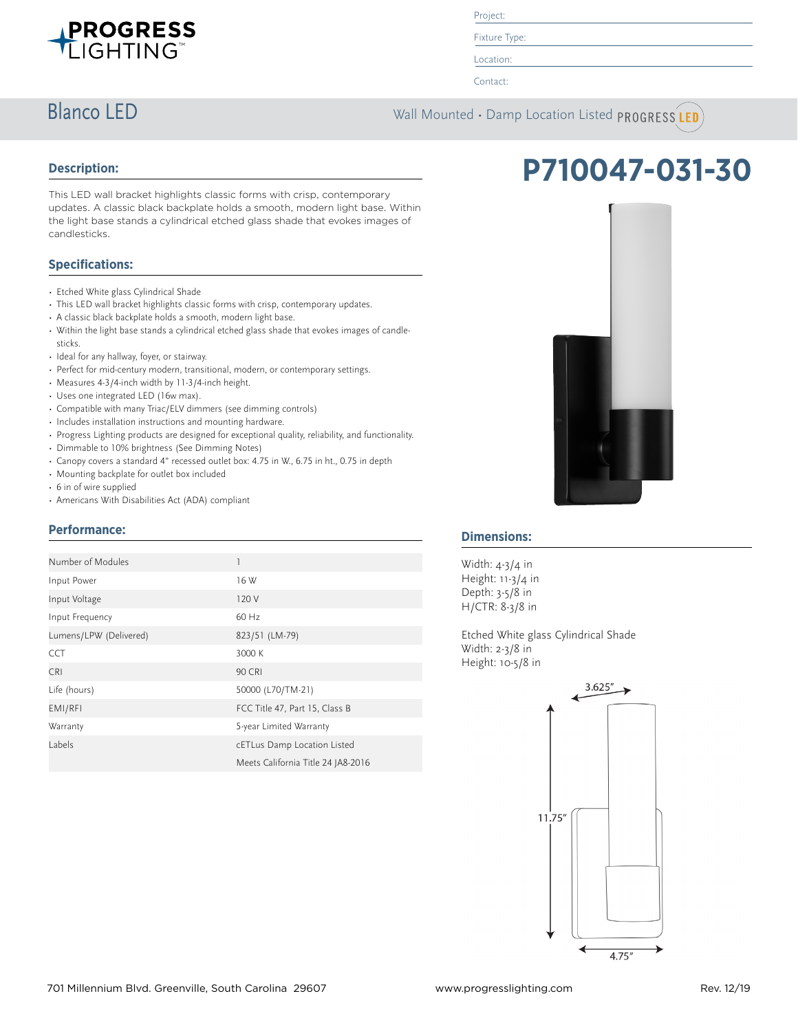PROGRESS LIGHTING

Project:

Fixture Type:

Location:

Contact:

# Blanco LED

Wall Mounted • Damp Location Listed PROGRESS LED

# P710047-031-30

## Description:

This LED wall bracket highlights classic forms with crisp, contemporary updates. A classic black backplate holds a smooth, modern light base. Within the light base stands a cylindrical etched glass shade that evokes images of candlesticks.

## Specifications:

- Etched White glass Cylindrical Shade
- This LED wall bracket highlights classic forms with crisp, contemporary updates.
- A classic black backplate holds a smooth, modern light base.
- Within the light base stands a cylindrical etched glass shade that evokes images of candle-sticks.
- Ideal for any hallway, foyer, or stairway.
- Perfect for mid-century modern, transitional, modern, or contemporary settings.
- Measures 4-3/4-inch width by 11-3/4-inch height.
- Uses one integrated LED (16w max).
- Compatible with many Triac/ELV dimmers (see dimming controls)
- Includes installation instructions and mounting hardware.
- Progress Lighting products are designed for exceptional quality, reliability, and functionality.
- Dimmable to 10% brightness (See Dimming Notes)
- Canopy covers a standard 4" recessed outlet box: 4.75 in W., 6.75 in ht., 0.75 in depth
- Mounting backplate for outlet box included
- 6 in of wire supplied
- Americans With Disabilities Act (ADA) compliant

## Performance:

| | |
|---|---|
| Number of Modules | 1 |
| Input Power | 16 W |
| Input Voltage | 120 V |
| Input Frequency | 60 Hz |
| Lumens/LPW (Delivered) | 823/51 (LM-79) |
| CCT | 3000 K |
| CRI | 90 CRI |
| Life (hours) | 50000 (L70/TM-21) |
| EMI/RFI | FCC Title 47, Part 15, Class B |
| Warranty | 5-year Limited Warranty |
| Labels | cETLus Damp Location Listed |
| | Meets California Title 24 JA8-2016 |

## Dimensions:

Width: 4-3/4 in
Height: 11-3/4 in
Depth: 3-5/8 in
H/CTR: 8-3/8 in

Etched White glass Cylindrical Shade
Width: 2-3/8 in
Height: 10-5/8 in

3.625″
11.75″
4.75″

701 Millennium Blvd. Greenville, South Carolina 29607 www.progresslighting.com Rev. 12/19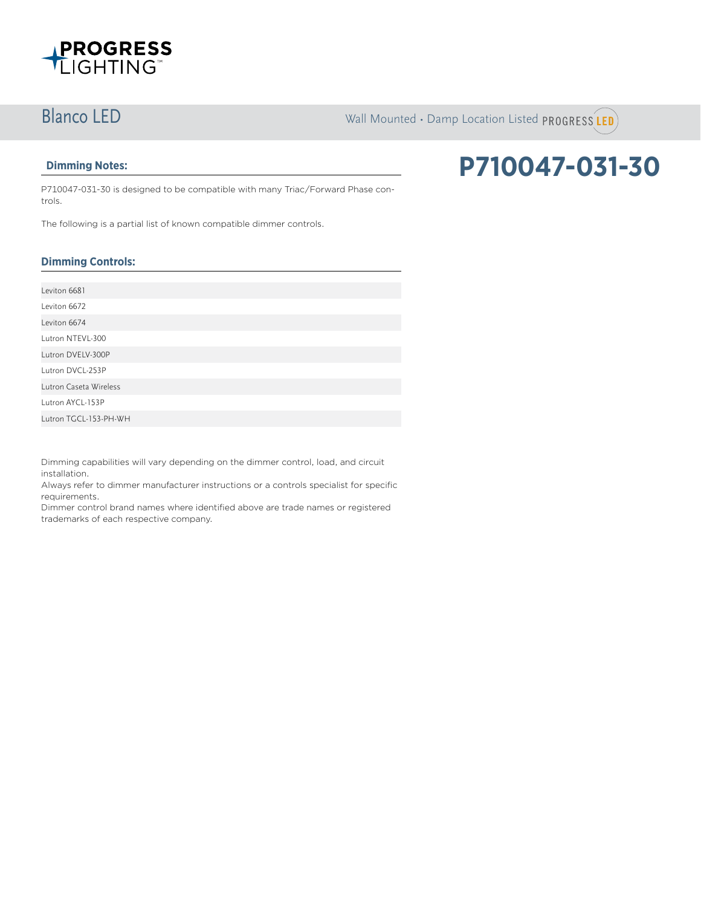# Blanco LED

Wall Mounted • Damp Location Listed PROGRESS LED

## P710047-031-30

### Dimming Notes:

P710047-031-30 is designed to be compatible with many Triac/Forward Phase controls.

The following is a partial list of known compatible dimmer controls.

### Dimming Controls:

| |
|---|
| Leviton 6681 |
| Leviton 6672 |
| Leviton 6674 |
| Lutron NTEVL-300 |
| Lutron DVELV-300P |
| Lutron DVCL-253P |
| Lutron Caseta Wireless |
| Lutron AYCL-153P |
| Lutron TGCL-153-PH-WH |

Dimming capabilities will vary depending on the dimmer control, load, and circuit installation.
Always refer to dimmer manufacturer instructions or a controls specialist for specific requirements.
Dimmer control brand names where identified above are trade names or registered trademarks of each respective company.